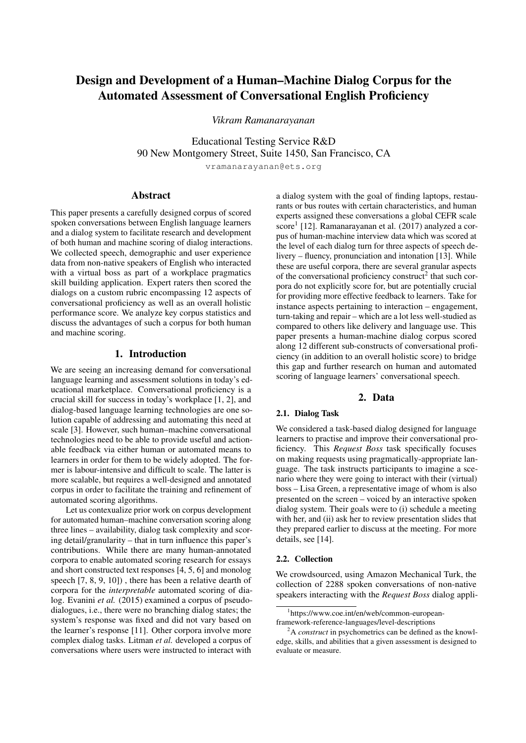# Design and Development of a Human–Machine Dialog Corpus for the Automated Assessment of Conversational English Proficiency

*Vikram Ramanarayanan*

Educational Testing Service R&D
90 New Montgomery Street, Suite 1450, San Francisco, CA

vramanarayanan@ets.org

## Abstract

This paper presents a carefully designed corpus of scored spoken conversations between English language learners and a dialog system to facilitate research and development of both human and machine scoring of dialog interactions. We collected speech, demographic and user experience data from non-native speakers of English who interacted with a virtual boss as part of a workplace pragmatics skill building application. Expert raters then scored the dialogs on a custom rubric encompassing 12 aspects of conversational proficiency as well as an overall holistic performance score. We analyze key corpus statistics and discuss the advantages of such a corpus for both human and machine scoring.

## 1. Introduction

We are seeing an increasing demand for conversational language learning and assessment solutions in today's educational marketplace. Conversational proficiency is a crucial skill for success in today's workplace [1, 2], and dialog-based language learning technologies are one solution capable of addressing and automating this need at scale [3]. However, such human–machine conversational technologies need to be able to provide useful and actionable feedback via either human or automated means to learners in order for them to be widely adopted. The former is labour-intensive and difficult to scale. The latter is more scalable, but requires a well-designed and annotated corpus in order to facilitate the training and refinement of automated scoring algorithms.

Let us contexualize prior work on corpus development for automated human–machine conversation scoring along three lines – availability, dialog task complexity and scoring detail/granularity – that in turn influence this paper's contributions. While there are many human-annotated corpora to enable automated scoring research for essays and short constructed text responses [4, 5, 6] and monolog speech [7, 8, 9, 10]) , there has been a relative dearth of corpora for the *interpretable* automated scoring of dialog. Evanini *et al.* (2015) examined a corpus of pseudo-dialogues, i.e., there were no branching dialog states; the system's response was fixed and did not vary based on the learner's response [11]. Other corpora involve more complex dialog tasks. Litman *et al.* developed a corpus of conversations where users were instructed to interact with a dialog system with the goal of finding laptops, restaurants or bus routes with certain characteristics, and human experts assigned these conversations a global CEFR scale score[1] [12]. Ramanarayanan et al. (2017) analyzed a corpus of human-machine interview data which was scored at the level of each dialog turn for three aspects of speech delivery – fluency, pronunciation and intonation [13]. While these are useful corpora, there are several granular aspects of the conversational proficiency construct[2] that such corpora do not explicitly score for, but are potentially crucial for providing more effective feedback to learners. Take for instance aspects pertaining to interaction – engagement, turn-taking and repair – which are a lot less well-studied as compared to others like delivery and language use. This paper presents a human-machine dialog corpus scored along 12 different sub-constructs of conversational proficiency (in addition to an overall holistic score) to bridge this gap and further research on human and automated scoring of language learners' conversational speech.

## 2. Data

### 2.1. Dialog Task

We considered a task-based dialog designed for language learners to practise and improve their conversational proficiency. This *Request Boss* task specifically focuses on making requests using pragmatically-appropriate language. The task instructs participants to imagine a scenario where they were going to interact with their (virtual) boss – Lisa Green, a representative image of whom is also presented on the screen – voiced by an interactive spoken dialog system. Their goals were to (i) schedule a meeting with her, and (ii) ask her to review presentation slides that they prepared earlier to discuss at the meeting. For more details, see [14].

### 2.2. Collection

We crowdsourced, using Amazon Mechanical Turk, the collection of 2288 spoken conversations of non-native speakers interacting with the *Request Boss* dialog appli-

[1] https://www.coe.int/en/web/common-european-framework-reference-languages/level-descriptions

[2] A *construct* in psychometrics can be defined as the knowledge, skills, and abilities that a given assessment is designed to evaluate or measure.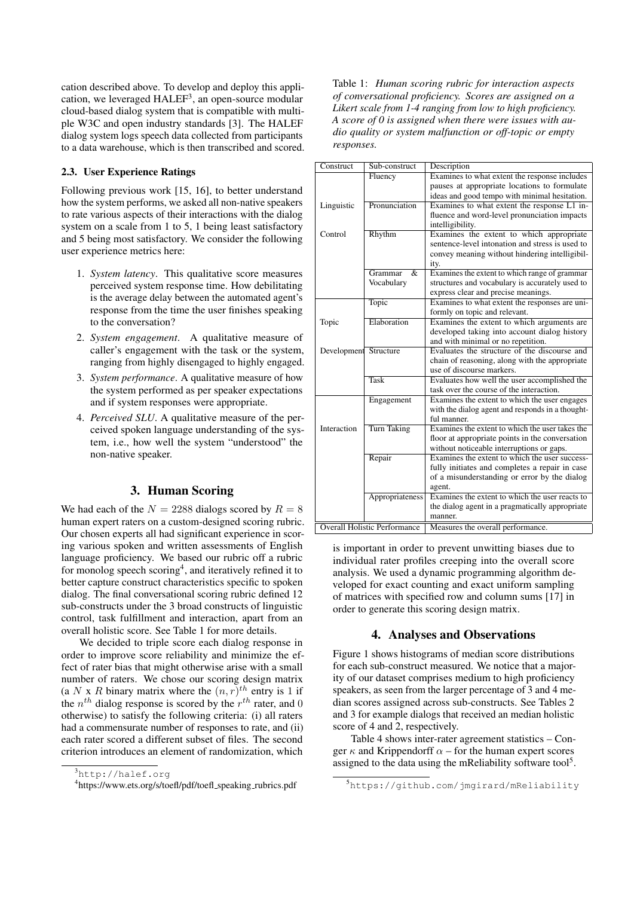cation described above. To develop and deploy this application, we leveraged HALEF[3], an open-source modular cloud-based dialog system that is compatible with multiple W3C and open industry standards [3]. The HALEF dialog system logs speech data collected from participants to a data warehouse, which is then transcribed and scored.

### 2.3. User Experience Ratings

Following previous work [15, 16], to better understand how the system performs, we asked all non-native speakers to rate various aspects of their interactions with the dialog system on a scale from 1 to 5, 1 being least satisfactory and 5 being most satisfactory. We consider the following user experience metrics here:

1. *System latency*. This qualitative score measures perceived system response time. How debilitating is the average delay between the automated agent's response from the time the user finishes speaking to the conversation?
2. *System engagement*. A qualitative measure of caller's engagement with the task or the system, ranging from highly disengaged to highly engaged.
3. *System performance*. A qualitative measure of how the system performed as per speaker expectations and if system responses were appropriate.
4. *Perceived SLU*. A qualitative measure of the perceived spoken language understanding of the system, i.e., how well the system "understood" the non-native speaker.

## 3. Human Scoring

We had each of the $N = 2288$ dialogs scored by $R = 8$ human expert raters on a custom-designed scoring rubric. Our chosen experts all had significant experience in scoring various spoken and written assessments of English language proficiency. We based our rubric off a rubric for monolog speech scoring[4], and iteratively refined it to better capture construct characteristics specific to spoken dialog. The final conversational scoring rubric defined 12 sub-constructs under the 3 broad constructs of linguistic control, task fulfillment and interaction, apart from an overall holistic score. See Table 1 for more details.

We decided to triple score each dialog response in order to improve score reliability and minimize the effect of rater bias that might otherwise arise with a small number of raters. We chose our scoring design matrix (a $N$ x $R$ binary matrix where the $(n, r)^{th}$ entry is 1 if the $n^{th}$ dialog response is scored by the $r^{th}$ rater, and 0 otherwise) to satisfy the following criteria: (i) all raters had a commensurate number of responses to rate, and (ii) each rater scored a different subset of files. The second criterion introduces an element of randomization, which is important in order to prevent unwitting biases due to individual rater profiles creeping into the overall score analysis. We used a dynamic programming algorithm developed for exact counting and exact uniform sampling of matrices with specified row and column sums [17] in order to generate this scoring design matrix.

Table 1: *Human scoring rubric for interaction aspects of conversational proficiency. Scores are assigned on a Likert scale from 1-4 ranging from low to high proficiency. A score of 0 is assigned when there were issues with audio quality or system malfunction or off-topic or empty responses.*

| Construct | Sub-construct | Description |
|---|---|---|
| Linguistic Control | Fluency | Examines to what extent the response includes pauses at appropriate locations to formulate ideas and good tempo with minimal hesitation. |
| | Pronunciation | Examines to what extent the response L1 influence and word-level pronunciation impacts intelligibility. |
| | Rhythm | Examines the extent to which appropriate sentence-level intonation and stress is used to convey meaning without hindering intelligibility. |
| | Grammar & Vocabulary | Examines the extent to which range of grammar structures and vocabulary is accurately used to express clear and precise meanings. |
| Topic Development | Topic | Examines to what extent the responses are uniformly on topic and relevant. |
| | Elaboration | Examines the extent to which arguments are developed taking into account dialog history and with minimal or no repetition. |
| | Structure | Evaluates the structure of the discourse and chain of reasoning, along with the appropriate use of discourse markers. |
| | Task | Evaluates how well the user accomplished the task over the course of the interaction. |
| Interaction | Engagement | Examines the extent to which the user engages with the dialog agent and responds in a thoughtful manner. |
| | Turn Taking | Examines the extent to which the user takes the floor at appropriate points in the conversation without noticeable interruptions or gaps. |
| | Repair | Examines the extent to which the user successfully initiates and completes a repair in case of a misunderstanding or error by the dialog agent. |
| | Appropriateness | Examines the extent to which the user reacts to the dialog agent in a pragmatically appropriate manner. |
| Overall Holistic Performance | | Measures the overall performance. |

## 4. Analyses and Observations

Figure 1 shows histograms of median score distributions for each sub-construct measured. We notice that a majority of our dataset comprises medium to high proficiency speakers, as seen from the larger percentage of 3 and 4 median scores assigned across sub-constructs. See Tables 2 and 3 for example dialogs that received an median holistic score of 4 and 2, respectively.

Table 4 shows inter-rater agreement statistics – Conger $\kappa$ and Krippendorff $\alpha$ – for the human expert scores assigned to the data using the mReliability software tool[5].

[3] http://halef.org

[4] https://www.ets.org/s/toefl/pdf/toefl_speaking_rubrics.pdf

[5] https://github.com/jmgirard/mReliability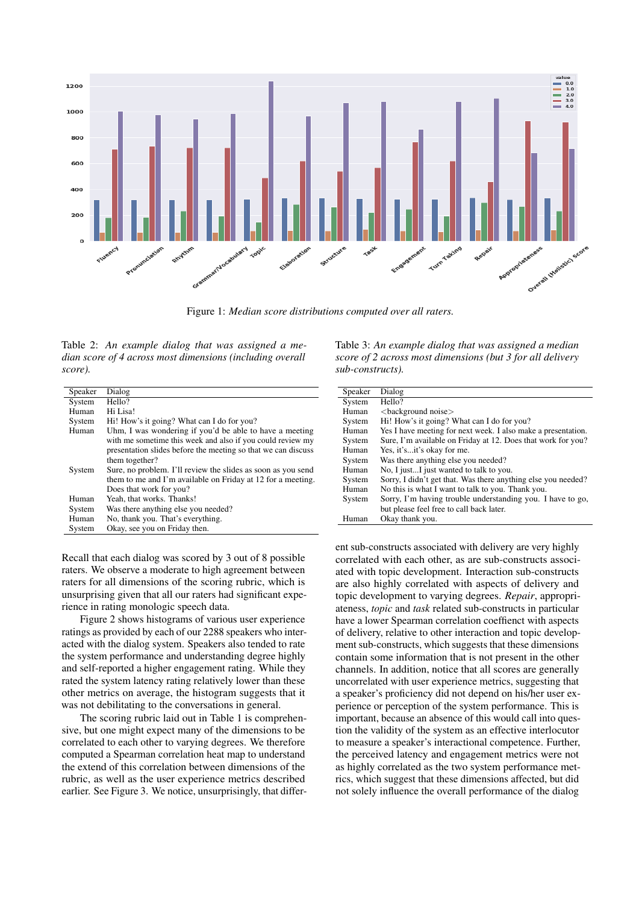Figure 1: *Median score distributions computed over all raters.*

Table 2: *An example dialog that was assigned a median score of 4 across most dimensions (including overall score).*

| Speaker | Dialog |
|---|---|
| System | Hello? |
| Human | Hi Lisa! |
| System | Hi! How's it going? What can I do for you? |
| Human | Uhm, I was wondering if you'd be able to have a meeting with me sometime this week and also if you could review my presentation slides before the meeting so that we can discuss them together? |
| System | Sure, no problem. I'll review the slides as soon as you send them to me and I'm available on Friday at 12 for a meeting. Does that work for you? |
| Human | Yeah, that works. Thanks! |
| System | Was there anything else you needed? |
| Human | No, thank you. That's everything. |
| System | Okay, see you on Friday then. |

Table 3: *An example dialog that was assigned a median score of 2 across most dimensions (but 3 for all delivery sub-constructs).*

| Speaker | Dialog |
|---|---|
| System | Hello? |
| Human | <background noise> |
| System | Hi! How's it going? What can I do for you? |
| Human | Yes I have meeting for next week. I also make a presentation. |
| System | Sure, I'm available on Friday at 12. Does that work for you? |
| Human | Yes, it's...it's okay for me. |
| System | Was there anything else you needed? |
| Human | No, I just...I just wanted to talk to you. |
| System | Sorry, I didn't get that. Was there anything else you needed? |
| Human | No this is what I want to talk to you. Thank you. |
| System | Sorry, I'm having trouble understanding you. I have to go, but please feel free to call back later. |
| Human | Okay thank you. |

Recall that each dialog was scored by 3 out of 8 possible raters. We observe a moderate to high agreement between raters for all dimensions of the scoring rubric, which is unsurprising given that all our raters had significant experience in rating monologic speech data.

Figure 2 shows histograms of various user experience ratings as provided by each of our 2288 speakers who interacted with the dialog system. Speakers also tended to rate the system performance and understanding degree highly and self-reported a higher engagement rating. While they rated the system latency rating relatively lower than these other metrics on average, the histogram suggests that it was not debilitating to the conversations in general.

The scoring rubric laid out in Table 1 is comprehensive, but one might expect many of the dimensions to be correlated to each other to varying degrees. We therefore computed a Spearman correlation heat map to understand the extend of this correlation between dimensions of the rubric, as well as the user experience metrics described earlier. See Figure 3. We notice, unsurprisingly, that different sub-constructs associated with delivery are very highly correlated with each other, as are sub-constructs associated with topic development. Interaction sub-constructs are also highly correlated with aspects of delivery and topic development to varying degrees. *Repair*, appropriateness, *topic* and *task* related sub-constructs in particular have a lower Spearman correlation coeffiecnt with aspects of delivery, relative to other interaction and topic development sub-constructs, which suggests that these dimensions contain some information that is not present in the other channels. In addition, notice that all scores are generally uncorrelated with user experience metrics, suggesting that a speaker's proficiency did not depend on his/her user experience or perception of the system performance. This is important, because an absence of this would call into question the validity of the system as an effective interlocutor to measure a speaker's interactional competence. Further, the perceived latency and engagement metrics were not as highly correlated as the two system performance metrics, which suggest that these dimensions affected, but did not solely influence the overall performance of the dialog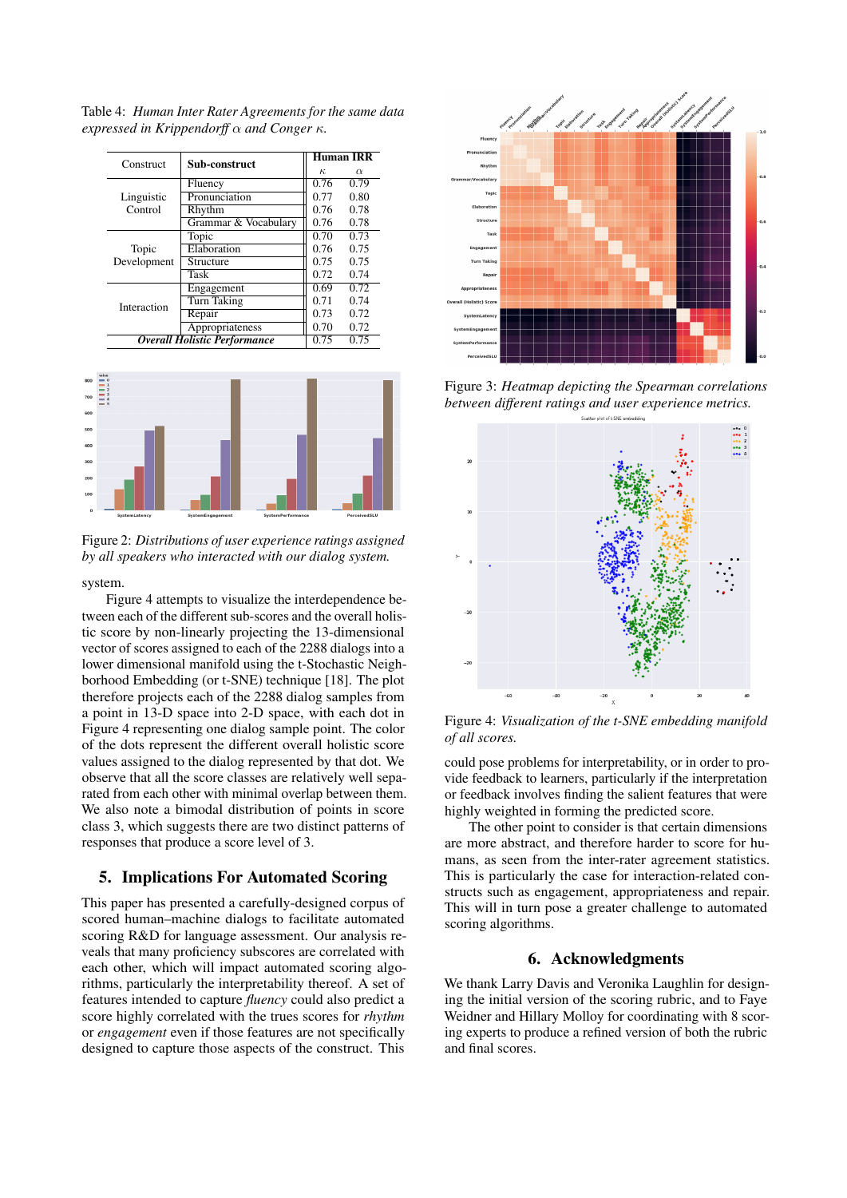Table 4: *Human Inter Rater Agreements for the same data expressed in Krippendorff $\alpha$ and Conger $\kappa$.*

| Construct | Sub-construct | Human IRR $\kappa$ | Human IRR $\alpha$ |
|---|---|---|---|
| Linguistic Control | Fluency | 0.76 | 0.79 |
| | Pronunciation | 0.77 | 0.80 |
| | Rhythm | 0.76 | 0.78 |
| | Grammar & Vocabulary | 0.76 | 0.78 |
| Topic Development | Topic | 0.70 | 0.73 |
| | Elaboration | 0.76 | 0.75 |
| | Structure | 0.75 | 0.75 |
| | Task | 0.72 | 0.74 |
| Interaction | Engagement | 0.69 | 0.72 |
| | Turn Taking | 0.71 | 0.74 |
| | Repair | 0.73 | 0.72 |
| | Appropriateness | 0.70 | 0.72 |
| ***Overall Holistic Performance*** | | 0.75 | 0.75 |

Figure 2: *Distributions of user experience ratings assigned by all speakers who interacted with our dialog system.*

system.

Figure 4 attempts to visualize the interdependence between each of the different sub-scores and the overall holistic score by non-linearly projecting the 13-dimensional vector of scores assigned to each of the 2288 dialogs into a lower dimensional manifold using the t-Stochastic Neighborhood Embedding (or t-SNE) technique [18]. The plot therefore projects each of the 2288 dialog samples from a point in 13-D space into 2-D space, with each dot in Figure 4 representing one dialog sample point. The color of the dots represent the different overall holistic score values assigned to the dialog represented by that dot. We observe that all the score classes are relatively well separated from each other with minimal overlap between them. We also note a bimodal distribution of points in score class 3, which suggests there are two distinct patterns of responses that produce a score level of 3.

## 5. Implications For Automated Scoring

This paper has presented a carefully-designed corpus of scored human–machine dialogs to facilitate automated scoring R&D for language assessment. Our analysis reveals that many proficiency subscores are correlated with each other, which will impact automated scoring algorithms, particularly the interpretability thereof. A set of features intended to capture *fluency* could also predict a score highly correlated with the trues scores for *rhythm* or *engagement* even if those features are not specifically designed to capture those aspects of the construct. This

Figure 3: *Heatmap depicting the Spearman correlations between different ratings and user experience metrics.*

Figure 4: *Visualization of the t-SNE embedding manifold of all scores.*

could pose problems for interpretability, or in order to provide feedback to learners, particularly if the interpretation or feedback involves finding the salient features that were highly weighted in forming the predicted score.

The other point to consider is that certain dimensions are more abstract, and therefore harder to score for humans, as seen from the inter-rater agreement statistics. This is particularly the case for interaction-related constructs such as engagement, appropriateness and repair. This will in turn pose a greater challenge to automated scoring algorithms.

## 6. Acknowledgments

We thank Larry Davis and Veronika Laughlin for designing the initial version of the scoring rubric, and to Faye Weidner and Hillary Molloy for coordinating with 8 scoring experts to produce a refined version of both the rubric and final scores.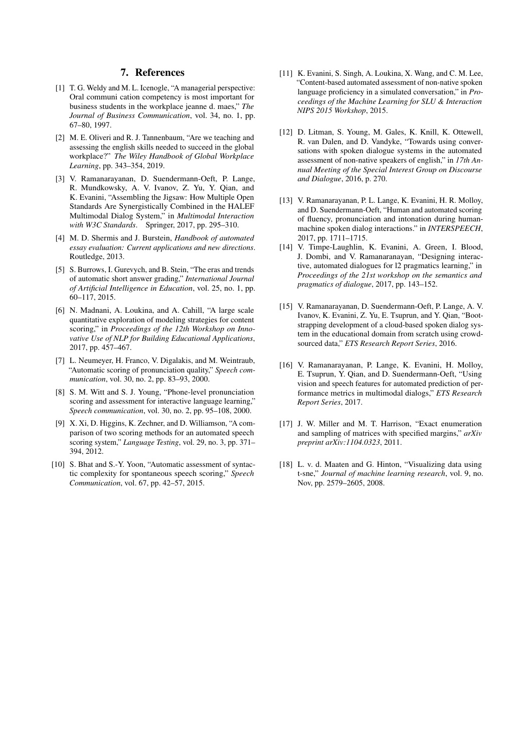## 7. References

[1] T. G. Weldy and M. L. Icenogle, "A managerial perspective: Oral communi cation competency is most important for business students in the workplace jeanne d. maes," *The Journal of Business Communication*, vol. 34, no. 1, pp. 67–80, 1997.

[2] M. E. Oliveri and R. J. Tannenbaum, "Are we teaching and assessing the english skills needed to succeed in the global workplace?" *The Wiley Handbook of Global Workplace Learning*, pp. 343–354, 2019.

[3] V. Ramanarayanan, D. Suendermann-Oeft, P. Lange, R. Mundkowsky, A. V. Ivanov, Z. Yu, Y. Qian, and K. Evanini, "Assembling the Jigsaw: How Multiple Open Standards Are Synergistically Combined in the HALEF Multimodal Dialog System," in *Multimodal Interaction with W3C Standards*. Springer, 2017, pp. 295–310.

[4] M. D. Shermis and J. Burstein, *Handbook of automated essay evaluation: Current applications and new directions*. Routledge, 2013.

[5] S. Burrows, I. Gurevych, and B. Stein, "The eras and trends of automatic short answer grading," *International Journal of Artificial Intelligence in Education*, vol. 25, no. 1, pp. 60–117, 2015.

[6] N. Madnani, A. Loukina, and A. Cahill, "A large scale quantitative exploration of modeling strategies for content scoring," in *Proceedings of the 12th Workshop on Innovative Use of NLP for Building Educational Applications*, 2017, pp. 457–467.

[7] L. Neumeyer, H. Franco, V. Digalakis, and M. Weintraub, "Automatic scoring of pronunciation quality," *Speech communication*, vol. 30, no. 2, pp. 83–93, 2000.

[8] S. M. Witt and S. J. Young, "Phone-level pronunciation scoring and assessment for interactive language learning," *Speech communication*, vol. 30, no. 2, pp. 95–108, 2000.

[9] X. Xi, D. Higgins, K. Zechner, and D. Williamson, "A comparison of two scoring methods for an automated speech scoring system," *Language Testing*, vol. 29, no. 3, pp. 371–394, 2012.

[10] S. Bhat and S.-Y. Yoon, "Automatic assessment of syntactic complexity for spontaneous speech scoring," *Speech Communication*, vol. 67, pp. 42–57, 2015.

[11] K. Evanini, S. Singh, A. Loukina, X. Wang, and C. M. Lee, "Content-based automated assessment of non-native spoken language proficiency in a simulated conversation," in *Proceedings of the Machine Learning for SLU & Interaction NIPS 2015 Workshop*, 2015.

[12] D. Litman, S. Young, M. Gales, K. Knill, K. Ottewell, R. van Dalen, and D. Vandyke, "Towards using conversations with spoken dialogue systems in the automated assessment of non-native speakers of english," in *17th Annual Meeting of the Special Interest Group on Discourse and Dialogue*, 2016, p. 270.

[13] V. Ramanarayanan, P. L. Lange, K. Evanini, H. R. Molloy, and D. Suendermann-Oeft, "Human and automated scoring of fluency, pronunciation and intonation during human-machine spoken dialog interactions." in *INTERSPEECH*, 2017, pp. 1711–1715.

[14] V. Timpe-Laughlin, K. Evanini, A. Green, I. Blood, J. Dombi, and V. Ramanaranayan, "Designing interactive, automated dialogues for l2 pragmatics learning," in *Proceedings of the 21st workshop on the semantics and pragmatics of dialogue*, 2017, pp. 143–152.

[15] V. Ramanarayanan, D. Suendermann-Oeft, P. Lange, A. V. Ivanov, K. Evanini, Z. Yu, E. Tsuprun, and Y. Qian, "Bootstrapping development of a cloud-based spoken dialog system in the educational domain from scratch using crowdsourced data," *ETS Research Report Series*, 2016.

[16] V. Ramanarayanan, P. Lange, K. Evanini, H. Molloy, E. Tsuprun, Y. Qian, and D. Suendermann-Oeft, "Using vision and speech features for automated prediction of performance metrics in multimodal dialogs," *ETS Research Report Series*, 2017.

[17] J. W. Miller and M. T. Harrison, "Exact enumeration and sampling of matrices with specified margins," *arXiv preprint arXiv:1104.0323*, 2011.

[18] L. v. d. Maaten and G. Hinton, "Visualizing data using t-sne," *Journal of machine learning research*, vol. 9, no. Nov, pp. 2579–2605, 2008.